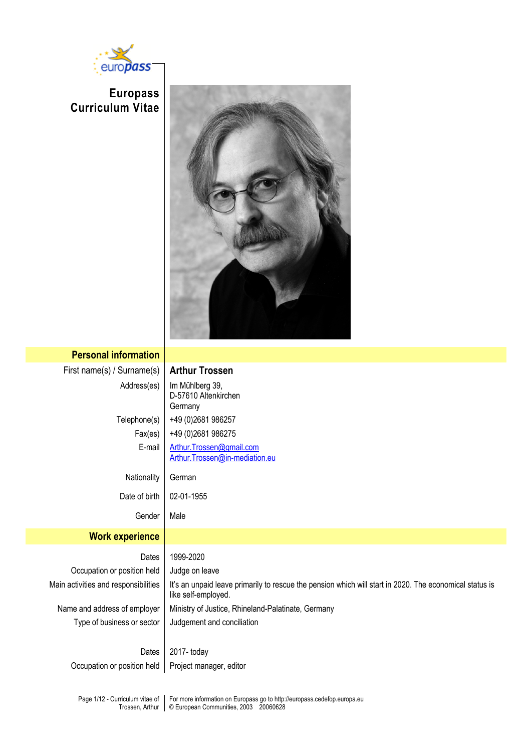# Europass Curriculum Vitae

## Personal information

| | |
|---|---|
| First name(s) / Surname(s) | **Arthur Trossen** |
| Address(es) | Im Mühlberg 39, D-57610 Altenkirchen Germany |
| Telephone(s) | +49 (0)2681 986257 |
| Fax(es) | +49 (0)2681 986275 |
| E-mail | Arthur.Trossen@gmail.com Arthur.Trossen@in-mediation.eu |
| Nationality | German |
| Date of birth | 02-01-1955 |
| Gender | Male |

## Work experience

| | |
|---|---|
| Dates | 1999-2020 |
| Occupation or position held | Judge on leave |
| Main activities and responsibilities | It's an unpaid leave primarily to rescue the pension which will start in 2020. The economical status is like self-employed. |
| Name and address of employer | Ministry of Justice, Rhineland-Palatinate, Germany |
| Type of business or sector | Judgement and conciliation |
| | |
| Dates | 2017- today |
| Occupation or position held | Project manager, editor |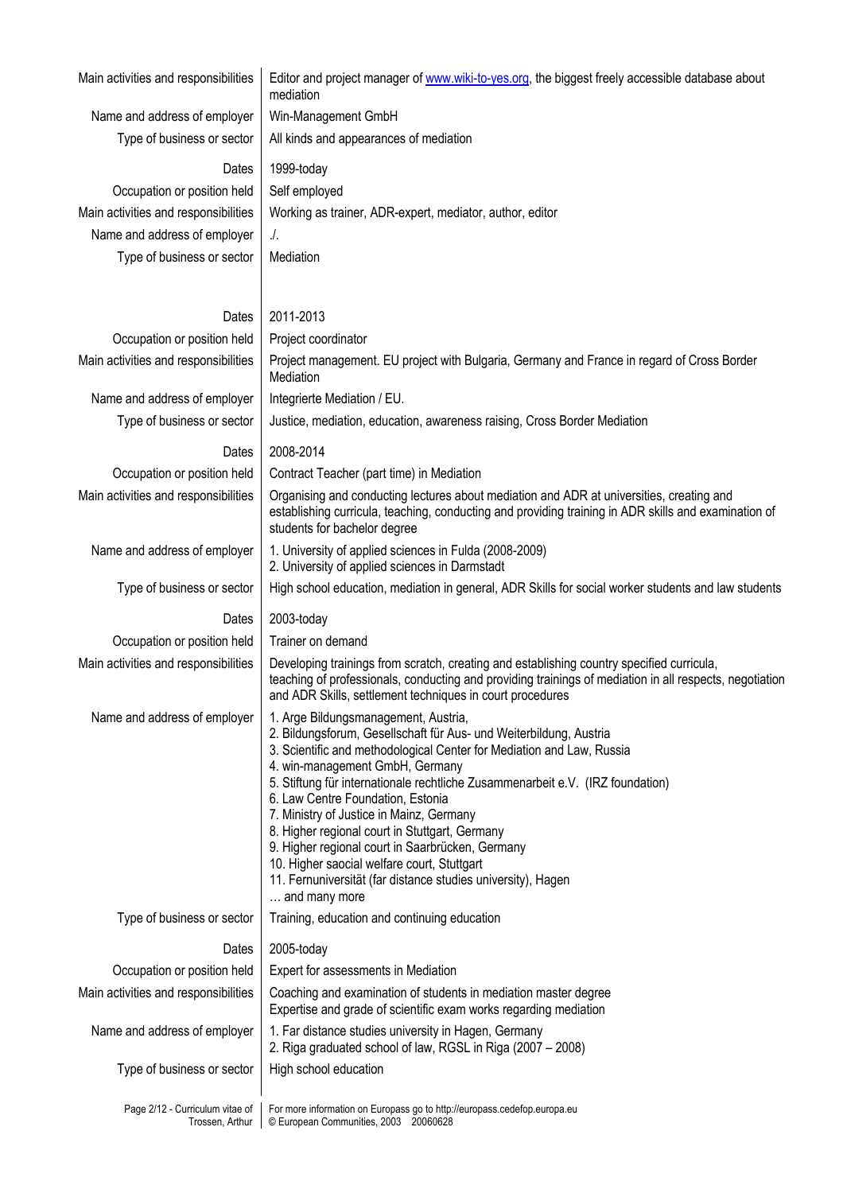| | |
|---|---|
| Main activities and responsibilities | Editor and project manager of www.wiki-to-yes.org, the biggest freely accessible database about mediation |
| Name and address of employer | Win-Management GmbH |
| Type of business or sector | All kinds and appearances of mediation |
| Dates | 1999-today |
| Occupation or position held | Self employed |
| Main activities and responsibilities | Working as trainer, ADR-expert, mediator, author, editor |
| Name and address of employer | ./. |
| Type of business or sector | Mediation |
| | |
| Dates | 2011-2013 |
| Occupation or position held | Project coordinator |
| Main activities and responsibilities | Project management. EU project with Bulgaria, Germany and France in regard of Cross Border Mediation |
| Name and address of employer | Integrierte Mediation / EU. |
| Type of business or sector | Justice, mediation, education, awareness raising, Cross Border Mediation |
| Dates | 2008-2014 |
| Occupation or position held | Contract Teacher (part time) in Mediation |
| Main activities and responsibilities | Organising and conducting lectures about mediation and ADR at universities, creating and establishing curricula, teaching, conducting and providing training in ADR skills and examination of students for bachelor degree |
| Name and address of employer | 1. University of applied sciences in Fulda (2008-2009)<br>2. University of applied sciences in Darmstadt |
| Type of business or sector | High school education, mediation in general, ADR Skills for social worker students and law students |
| Dates | 2003-today |
| Occupation or position held | Trainer on demand |
| Main activities and responsibilities | Developing trainings from scratch, creating and establishing country specified curricula, teaching of professionals, conducting and providing trainings of mediation in all respects, negotiation and ADR Skills, settlement techniques in court procedures |
| Name and address of employer | 1. Arge Bildungsmanagement, Austria,<br>2. Bildungsforum, Gesellschaft für Aus- und Weiterbildung, Austria<br>3. Scientific and methodological Center for Mediation and Law, Russia<br>4. win-management GmbH, Germany<br>5. Stiftung für internationale rechtliche Zusammenarbeit e.V. (IRZ foundation)<br>6. Law Centre Foundation, Estonia<br>7. Ministry of Justice in Mainz, Germany<br>8. Higher regional court in Stuttgart, Germany<br>9. Higher regional court in Saarbrücken, Germany<br>10. Higher saocial welfare court, Stuttgart<br>11. Fernuniversität (far distance studies university), Hagen<br>… and many more |
| Type of business or sector | Training, education and continuing education |
| Dates | 2005-today |
| Occupation or position held | Expert for assessments in Mediation |
| Main activities and responsibilities | Coaching and examination of students in mediation master degree<br>Expertise and grade of scientific exam works regarding mediation |
| Name and address of employer | 1. Far distance studies university in Hagen, Germany<br>2. Riga graduated school of law, RGSL in Riga (2007 – 2008) |
| Type of business or sector | High school education |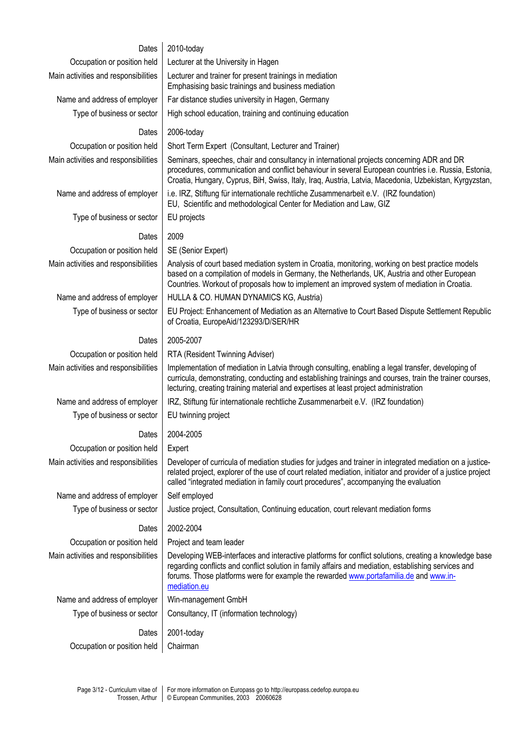| | |
|---|---|
| Dates | 2010-today |
| Occupation or position held | Lecturer at the University in Hagen |
| Main activities and responsibilities | Lecturer and trainer for present trainings in mediation<br>Emphasising basic trainings and business mediation |
| Name and address of employer | Far distance studies university in Hagen, Germany |
| Type of business or sector | High school education, training and continuing education |
| | |
| Dates | 2006-today |
| Occupation or position held | Short Term Expert (Consultant, Lecturer and Trainer) |
| Main activities and responsibilities | Seminars, speeches, chair and consultancy in international projects concerning ADR and DR procedures, communication and conflict behaviour in several European countries i.e. Russia, Estonia, Croatia, Hungary, Cyprus, BiH, Swiss, Italy, Iraq, Austria, Latvia, Macedonia, Uzbekistan, Kyrgyzstan, |
| Name and address of employer | i.e. IRZ, Stiftung für internationale rechtliche Zusammenarbeit e.V. (IRZ foundation)<br>EU, Scientific and methodological Center for Mediation and Law, GIZ |
| Type of business or sector | EU projects |
| | |
| Dates | 2009 |
| Occupation or position held | SE (Senior Expert) |
| Main activities and responsibilities | Analysis of court based mediation system in Croatia, monitoring, working on best practice models based on a compilation of models in Germany, the Netherlands, UK, Austria and other European Countries. Workout of proposals how to implement an improved system of mediation in Croatia. |
| Name and address of employer | HULLA & CO. HUMAN DYNAMICS KG, Austria) |
| Type of business or sector | EU Project: Enhancement of Mediation as an Alternative to Court Based Dispute Settlement Republic of Croatia, EuropeAid/123293/D/SER/HR |
| | |
| Dates | 2005-2007 |
| Occupation or position held | RTA (Resident Twinning Adviser) |
| Main activities and responsibilities | Implementation of mediation in Latvia through consulting, enabling a legal transfer, developing of curricula, demonstrating, conducting and establishing trainings and courses, train the trainer courses, lecturing, creating training material and expertises at least project administration |
| Name and address of employer | IRZ, Stiftung für internationale rechtliche Zusammenarbeit e.V. (IRZ foundation) |
| Type of business or sector | EU twinning project |
| | |
| Dates | 2004-2005 |
| Occupation or position held | Expert |
| Main activities and responsibilities | Developer of curricula of mediation studies for judges and trainer in integrated mediation on a justice-related project, explorer of the use of court related mediation, initiator and provider of a justice project called "integrated mediation in family court procedures", accompanying the evaluation |
| Name and address of employer | Self employed |
| Type of business or sector | Justice project, Consultation, Continuing education, court relevant mediation forms |
| | |
| Dates | 2002-2004 |
| Occupation or position held | Project and team leader |
| Main activities and responsibilities | Developing WEB-interfaces and interactive platforms for conflict solutions, creating a knowledge base regarding conflicts and conflict solution in family affairs and mediation, establishing services and forums. Those platforms were for example the rewarded www.portafamilia.de and www.in-mediation.eu |
| Name and address of employer | Win-management GmbH |
| Type of business or sector | Consultancy, IT (information technology) |
| | |
| Dates | 2001-today |
| Occupation or position held | Chairman |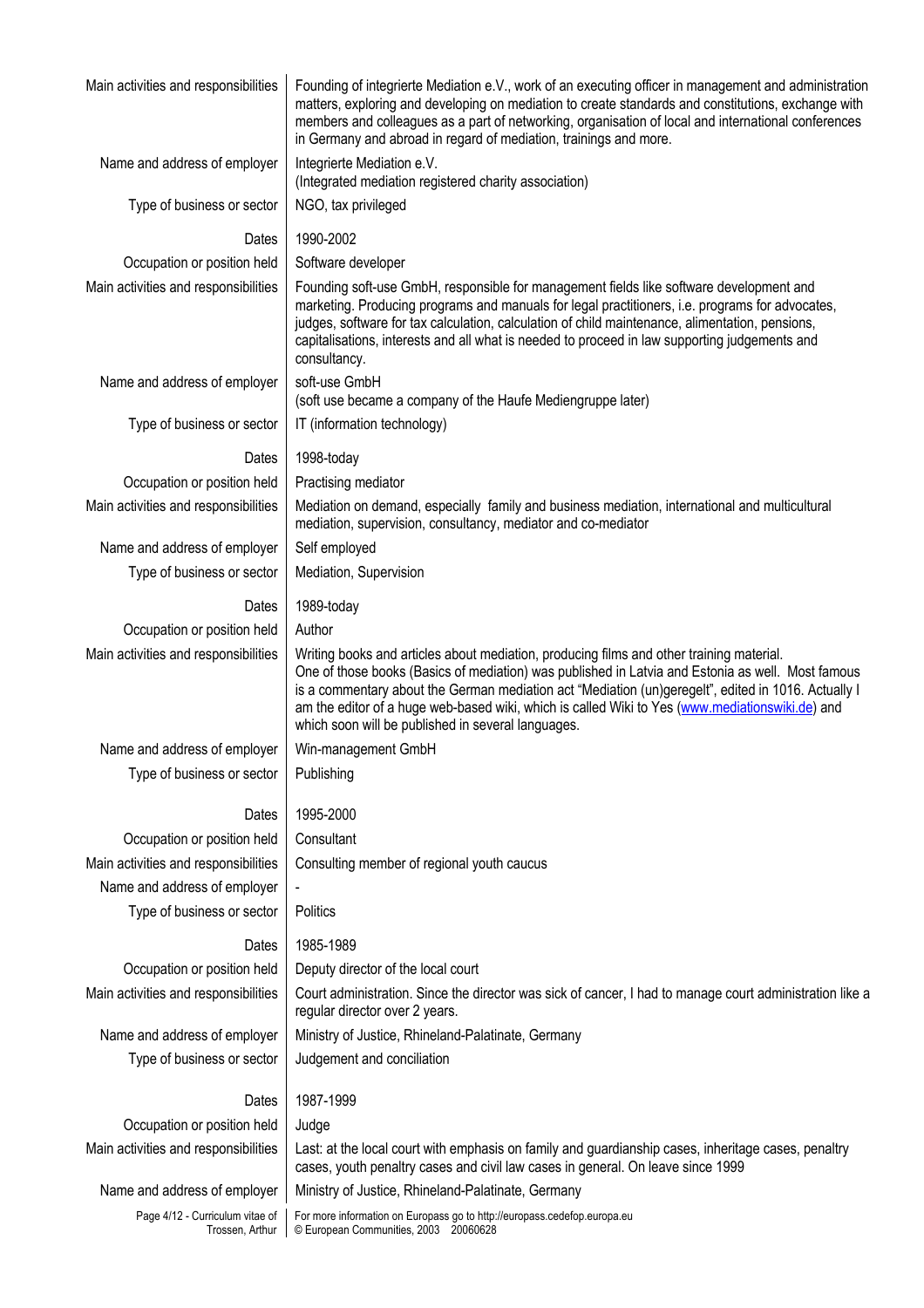| | |
|---|---|
| Main activities and responsibilities | Founding of integrierte Mediation e.V., work of an executing officer in management and administration matters, exploring and developing on mediation to create standards and constitutions, exchange with members and colleagues as a part of networking, organisation of local and international conferences in Germany and abroad in regard of mediation, trainings and more. |
| Name and address of employer | Integrierte Mediation e.V. (Integrated mediation registered charity association) |
| Type of business or sector | NGO, tax privileged |
| Dates | 1990-2002 |
| Occupation or position held | Software developer |
| Main activities and responsibilities | Founding soft-use GmbH, responsible for management fields like software development and marketing. Producing programs and manuals for legal practitioners, i.e. programs for advocates, judges, software for tax calculation, calculation of child maintenance, alimentation, pensions, capitalisations, interests and all what is needed to proceed in law supporting judgements and consultancy. |
| Name and address of employer | soft-use GmbH (soft use became a company of the Haufe Mediengruppe later) |
| Type of business or sector | IT (information technology) |
| Dates | 1998-today |
| Occupation or position held | Practising mediator |
| Main activities and responsibilities | Mediation on demand, especially family and business mediation, international and multicultural mediation, supervision, consultancy, mediator and co-mediator |
| Name and address of employer | Self employed |
| Type of business or sector | Mediation, Supervision |
| Dates | 1989-today |
| Occupation or position held | Author |
| Main activities and responsibilities | Writing books and articles about mediation, producing films and other training material. One of those books (Basics of mediation) was published in Latvia and Estonia as well. Most famous is a commentary about the German mediation act "Mediation (un)geregelt", edited in 1016. Actually I am the editor of a huge web-based wiki, which is called Wiki to Yes (www.mediationswiki.de) and which soon will be published in several languages. |
| Name and address of employer | Win-management GmbH |
| Type of business or sector | Publishing |
| Dates | 1995-2000 |
| Occupation or position held | Consultant |
| Main activities and responsibilities | Consulting member of regional youth caucus |
| Name and address of employer | - |
| Type of business or sector | Politics |
| Dates | 1985-1989 |
| Occupation or position held | Deputy director of the local court |
| Main activities and responsibilities | Court administration. Since the director was sick of cancer, I had to manage court administration like a regular director over 2 years. |
| Name and address of employer | Ministry of Justice, Rhineland-Palatinate, Germany |
| Type of business or sector | Judgement and conciliation |
| Dates | 1987-1999 |
| Occupation or position held | Judge |
| Main activities and responsibilities | Last: at the local court with emphasis on family and guardianship cases, inheritage cases, penaltry cases, youth penaltry cases and civil law cases in general. On leave since 1999 |
| Name and address of employer | Ministry of Justice, Rhineland-Palatinate, Germany |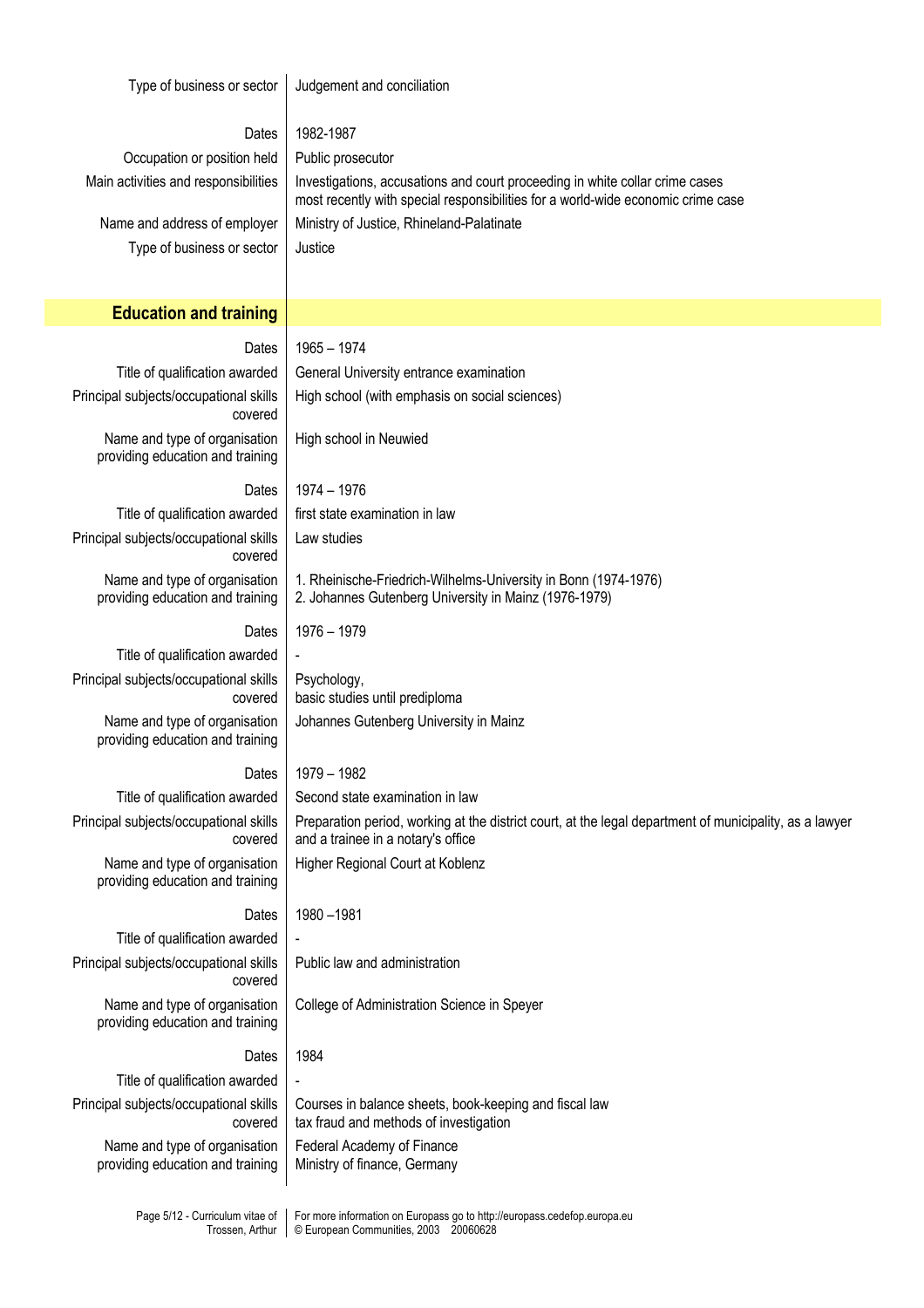| | |
|---|---|
| Type of business or sector | Judgement and conciliation |
| | |
| Dates | 1982-1987 |
| Occupation or position held | Public prosecutor |
| Main activities and responsibilities | Investigations, accusations and court proceeding in white collar crime cases<br>most recently with special responsibilities for a world-wide economic crime case |
| Name and address of employer | Ministry of Justice, Rhineland-Palatinate |
| Type of business or sector | Justice |

## Education and training

| | |
|---|---|
| Dates | 1965 – 1974 |
| Title of qualification awarded | General University entrance examination |
| Principal subjects/occupational skills covered | High school (with emphasis on social sciences) |
| Name and type of organisation providing education and training | High school in Neuwied |
| | |
| Dates | 1974 – 1976 |
| Title of qualification awarded | first state examination in law |
| Principal subjects/occupational skills covered | Law studies |
| Name and type of organisation providing education and training | 1. Rheinische-Friedrich-Wilhelms-University in Bonn (1974-1976)<br>2. Johannes Gutenberg University in Mainz (1976-1979) |
| | |
| Dates | 1976 – 1979 |
| Title of qualification awarded | - |
| Principal subjects/occupational skills covered | Psychology,<br>basic studies until prediploma |
| Name and type of organisation providing education and training | Johannes Gutenberg University in Mainz |
| | |
| Dates | 1979 – 1982 |
| Title of qualification awarded | Second state examination in law |
| Principal subjects/occupational skills covered | Preparation period, working at the district court, at the legal department of municipality, as a lawyer and a trainee in a notary's office |
| Name and type of organisation providing education and training | Higher Regional Court at Koblenz |
| | |
| Dates | 1980 –1981 |
| Title of qualification awarded | - |
| Principal subjects/occupational skills covered | Public law and administration |
| Name and type of organisation providing education and training | College of Administration Science in Speyer |
| | |
| Dates | 1984 |
| Title of qualification awarded | - |
| Principal subjects/occupational skills covered | Courses in balance sheets, book-keeping and fiscal law<br>tax fraud and methods of investigation |
| Name and type of organisation providing education and training | Federal Academy of Finance<br>Ministry of finance, Germany |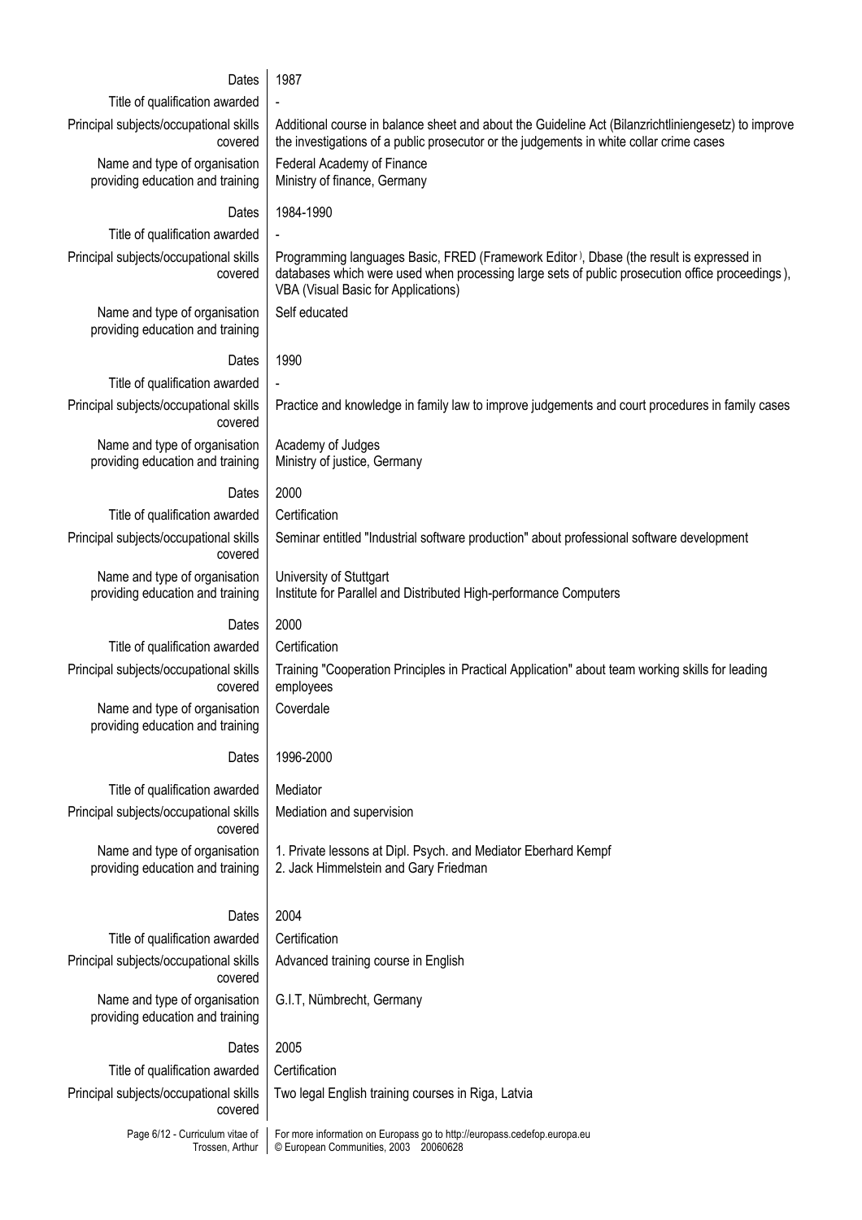| | |
|---|---|
| Dates | 1987 |
| Title of qualification awarded | - |
| Principal subjects/occupational skills covered | Additional course in balance sheet and about the Guideline Act (Bilanzrichtliniengesetz) to improve the investigations of a public prosecutor or the judgements in white collar crime cases |
| Name and type of organisation providing education and training | Federal Academy of Finance<br>Ministry of finance, Germany |
| Dates | 1984-1990 |
| Title of qualification awarded | - |
| Principal subjects/occupational skills covered | Programming languages Basic, FRED (Framework Editor ), Dbase (the result is expressed in databases which were used when processing large sets of public prosecution office proceedings ), VBA (Visual Basic for Applications) |
| Name and type of organisation providing education and training | Self educated |
| Dates | 1990 |
| Title of qualification awarded | - |
| Principal subjects/occupational skills covered | Practice and knowledge in family law to improve judgements and court procedures in family cases |
| Name and type of organisation providing education and training | Academy of Judges<br>Ministry of justice, Germany |
| Dates | 2000 |
| Title of qualification awarded | Certification |
| Principal subjects/occupational skills covered | Seminar entitled "Industrial software production" about professional software development |
| Name and type of organisation providing education and training | University of Stuttgart<br>Institute for Parallel and Distributed High-performance Computers |
| Dates | 2000 |
| Title of qualification awarded | Certification |
| Principal subjects/occupational skills covered | Training "Cooperation Principles in Practical Application" about team working skills for leading employees |
| Name and type of organisation providing education and training | Coverdale |
| Dates | 1996-2000 |
| Title of qualification awarded | Mediator |
| Principal subjects/occupational skills covered | Mediation and supervision |
| Name and type of organisation providing education and training | 1. Private lessons at Dipl. Psych. and Mediator Eberhard Kempf<br>2. Jack Himmelstein and Gary Friedman |
| Dates | 2004 |
| Title of qualification awarded | Certification |
| Principal subjects/occupational skills covered | Advanced training course in English |
| Name and type of organisation providing education and training | G.I.T, Nümbrecht, Germany |
| Dates | 2005 |
| Title of qualification awarded | Certification |
| Principal subjects/occupational skills covered | Two legal English training courses in Riga, Latvia |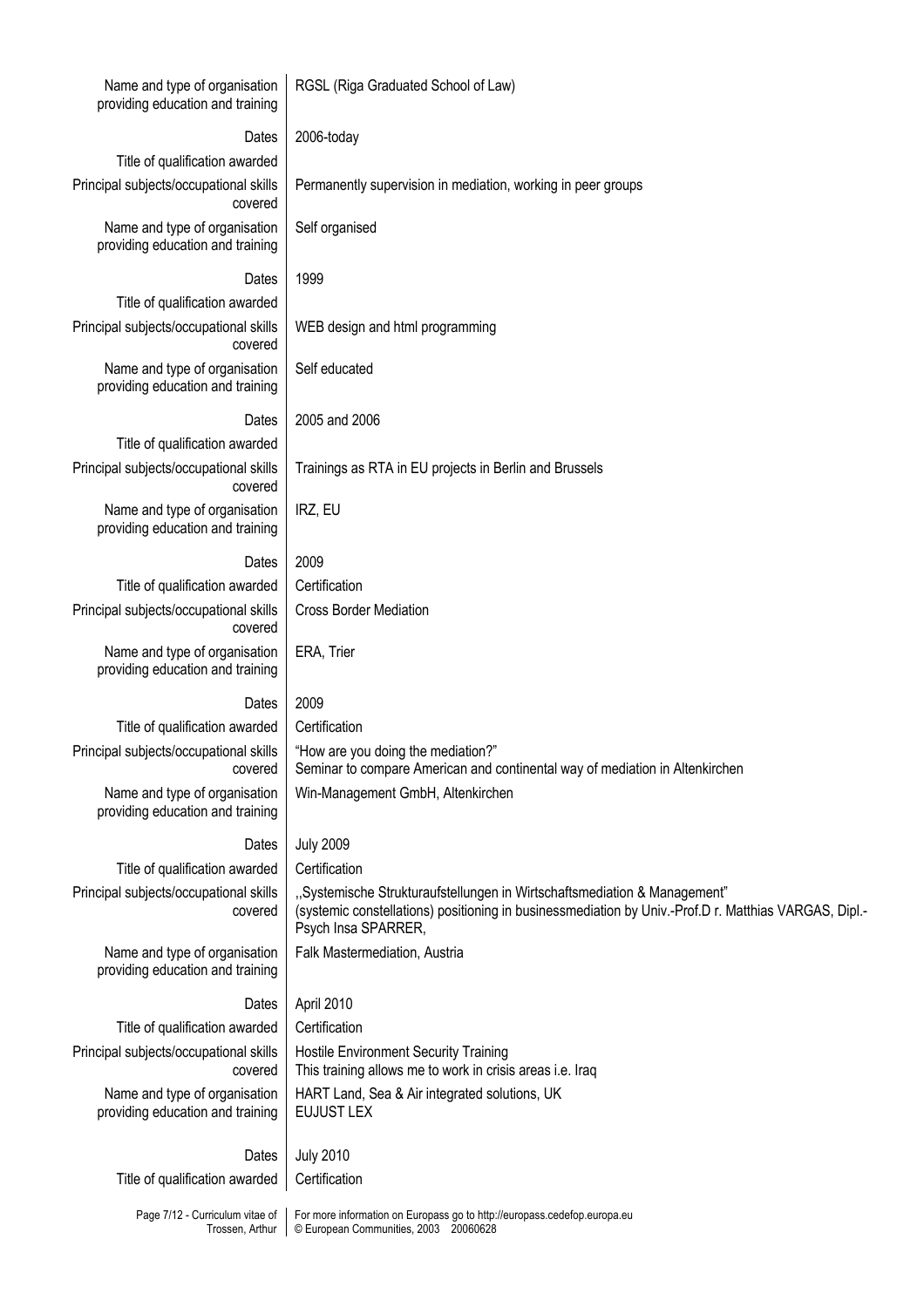| | |
|---|---|
| Name and type of organisation providing education and training | RGSL (Riga Graduated School of Law) |
| Dates | 2006-today |
| Title of qualification awarded | |
| Principal subjects/occupational skills covered | Permanently supervision in mediation, working in peer groups |
| Name and type of organisation providing education and training | Self organised |
| Dates | 1999 |
| Title of qualification awarded | |
| Principal subjects/occupational skills covered | WEB design and html programming |
| Name and type of organisation providing education and training | Self educated |
| Dates | 2005 and 2006 |
| Title of qualification awarded | |
| Principal subjects/occupational skills covered | Trainings as RTA in EU projects in Berlin and Brussels |
| Name and type of organisation providing education and training | IRZ, EU |
| Dates | 2009 |
| Title of qualification awarded | Certification |
| Principal subjects/occupational skills covered | Cross Border Mediation |
| Name and type of organisation providing education and training | ERA, Trier |
| Dates | 2009 |
| Title of qualification awarded | Certification |
| Principal subjects/occupational skills covered | "How are you doing the mediation?"<br>Seminar to compare American and continental way of mediation in Altenkirchen |
| Name and type of organisation providing education and training | Win-Management GmbH, Altenkirchen |
| Dates | July 2009 |
| Title of qualification awarded | Certification |
| Principal subjects/occupational skills covered | ,,Systemische Strukturaufstellungen in Wirtschaftsmediation & Management"<br>(systemic constellations) positioning in businessmediation by Univ.-Prof.D r. Matthias VARGAS, Dipl.-Psych Insa SPARRER, |
| Name and type of organisation providing education and training | Falk Mastermediation, Austria |
| Dates | April 2010 |
| Title of qualification awarded | Certification |
| Principal subjects/occupational skills covered | Hostile Environment Security Training<br>This training allows me to work in crisis areas i.e. Iraq |
| Name and type of organisation providing education and training | HART Land, Sea & Air integrated solutions, UK<br>EUJUST LEX |
| Dates | July 2010 |
| Title of qualification awarded | Certification |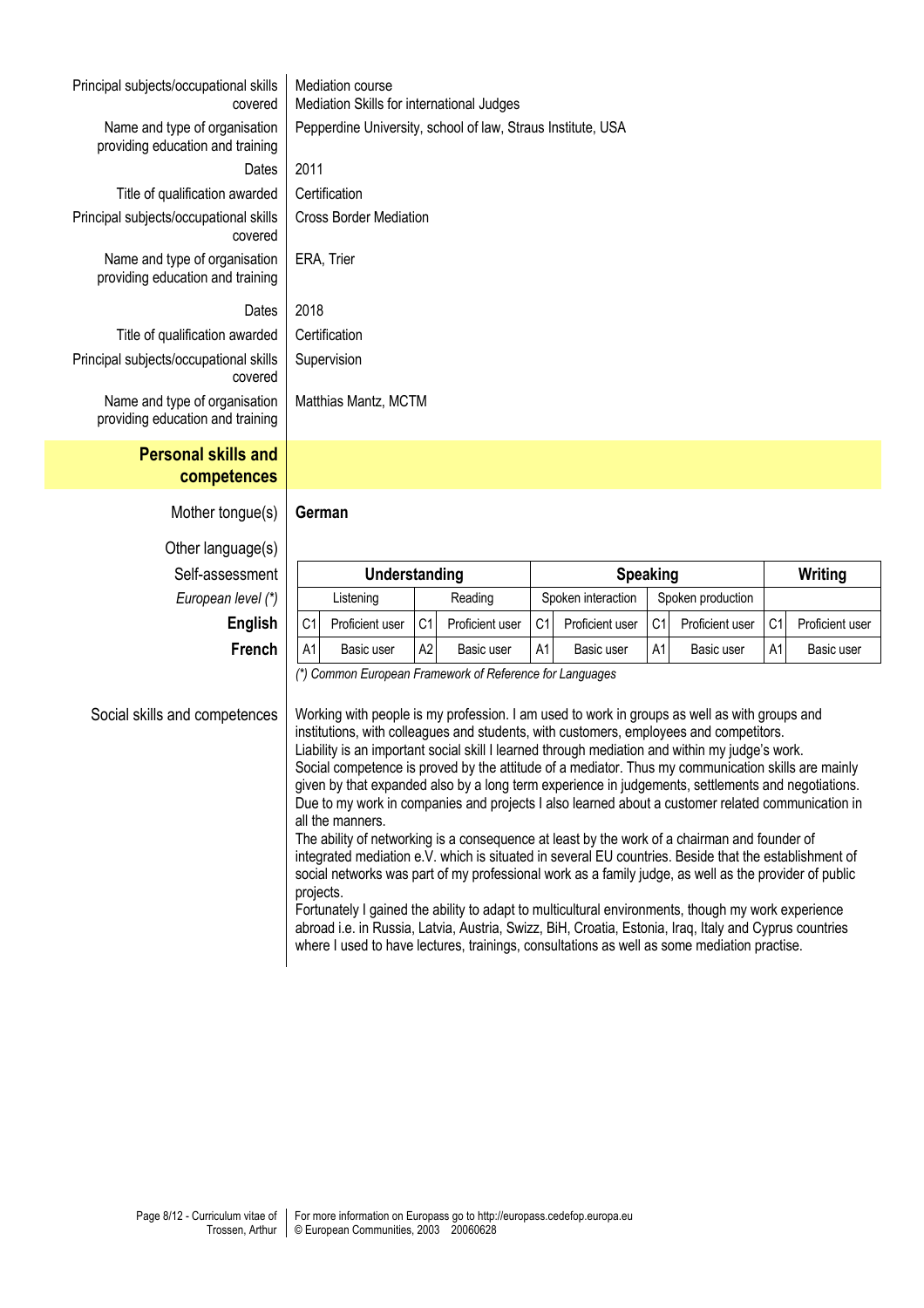| | |
|---|---|
| Principal subjects/occupational skills covered | Mediation course<br>Mediation Skills for international Judges |
| Name and type of organisation providing education and training | Pepperdine University, school of law, Straus Institute, USA |
| Dates | 2011 |
| Title of qualification awarded | Certification |
| Principal subjects/occupational skills covered | Cross Border Mediation |
| Name and type of organisation providing education and training | ERA, Trier |
| Dates | 2018 |
| Title of qualification awarded | Certification |
| Principal subjects/occupational skills covered | Supervision |
| Name and type of organisation providing education and training | Matthias Mantz, MCTM |

## Personal skills and competences

**Mother tongue(s)** — **German**

**Other language(s)**

| Self-assessment | Understanding | | | | Speaking | | | | Writing | |
|---|---|---|---|---|---|---|---|---|---|---|
| *European level (\*)* | Listening | | Reading | | Spoken interaction | | Spoken production | | | |
| **English** | C1 | Proficient user | C1 | Proficient user | C1 | Proficient user | C1 | Proficient user | C1 | Proficient user |
| **French** | A1 | Basic user | A2 | Basic user | A1 | Basic user | A1 | Basic user | A1 | Basic user |

*(\*) Common European Framework of Reference for Languages*

**Social skills and competences**

Working with people is my profession. I am used to work in groups as well as with groups and institutions, with colleagues and students, with customers, employees and competitors.
Liability is an important social skill I learned through mediation and within my judge's work.
Social competence is proved by the attitude of a mediator. Thus my communication skills are mainly given by that expanded also by a long term experience in judgements, settlements and negotiations. Due to my work in companies and projects I also learned about a customer related communication in all the manners.
The ability of networking is a consequence at least by the work of a chairman and founder of integrated mediation e.V. which is situated in several EU countries. Beside that the establishment of social networks was part of my professional work as a family judge, as well as the provider of public projects.
Fortunately I gained the ability to adapt to multicultural environments, though my work experience abroad i.e. in Russia, Latvia, Austria, Swizz, BiH, Croatia, Estonia, Iraq, Italy and Cyprus countries where I used to have lectures, trainings, consultations as well as some mediation practise.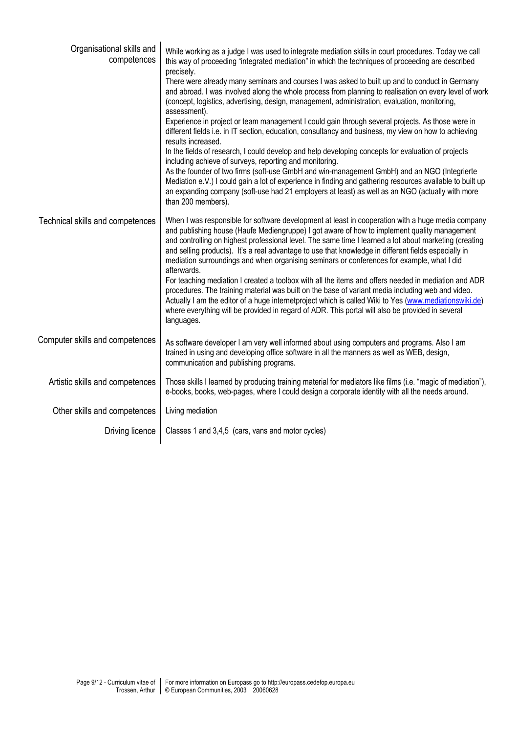| | |
|---|---|
| Organisational skills and competences | While working as a judge I was used to integrate mediation skills in court procedures. Today we call this way of proceeding "integrated mediation" in which the techniques of proceeding are described precisely.<br>There were already many seminars and courses I was asked to built up and to conduct in Germany and abroad. I was involved along the whole process from planning to realisation on every level of work (concept, logistics, advertising, design, management, administration, evaluation, monitoring, assessment).<br>Experience in project or team management I could gain through several projects. As those were in different fields i.e. in IT section, education, consultancy and business, my view on how to achieving results increased.<br>In the fields of research, I could develop and help developing concepts for evaluation of projects including achieve of surveys, reporting and monitoring.<br>As the founder of two firms (soft-use GmbH and win-management GmbH) and an NGO (Integrierte Mediation e.V.) I could gain a lot of experience in finding and gathering resources available to built up an expanding company (soft-use had 21 employers at least) as well as an NGO (actually with more than 200 members). |
| Technical skills and competences | When I was responsible for software development at least in cooperation with a huge media company and publishing house (Haufe Mediengruppe) I got aware of how to implement quality management and controlling on highest professional level. The same time I learned a lot about marketing (creating and selling products). It's a real advantage to use that knowledge in different fields especially in mediation surroundings and when organising seminars or conferences for example, what I did afterwards.<br>For teaching mediation I created a toolbox with all the items and offers needed in mediation and ADR procedures. The training material was built on the base of variant media including web and video.<br>Actually I am the editor of a huge internetproject which is called Wiki to Yes (www.mediationswiki.de) where everything will be provided in regard of ADR. This portal will also be provided in several languages. |
| Computer skills and competences | As software developer I am very well informed about using computers and programs. Also I am trained in using and developing office software in all the manners as well as WEB, design, communication and publishing programs. |
| Artistic skills and competences | Those skills I learned by producing training material for mediators like films (i.e. "magic of mediation"), e-books, books, web-pages, where I could design a corporate identity with all the needs around. |
| Other skills and competences | Living mediation |
| Driving licence | Classes 1 and 3,4,5 (cars, vans and motor cycles) |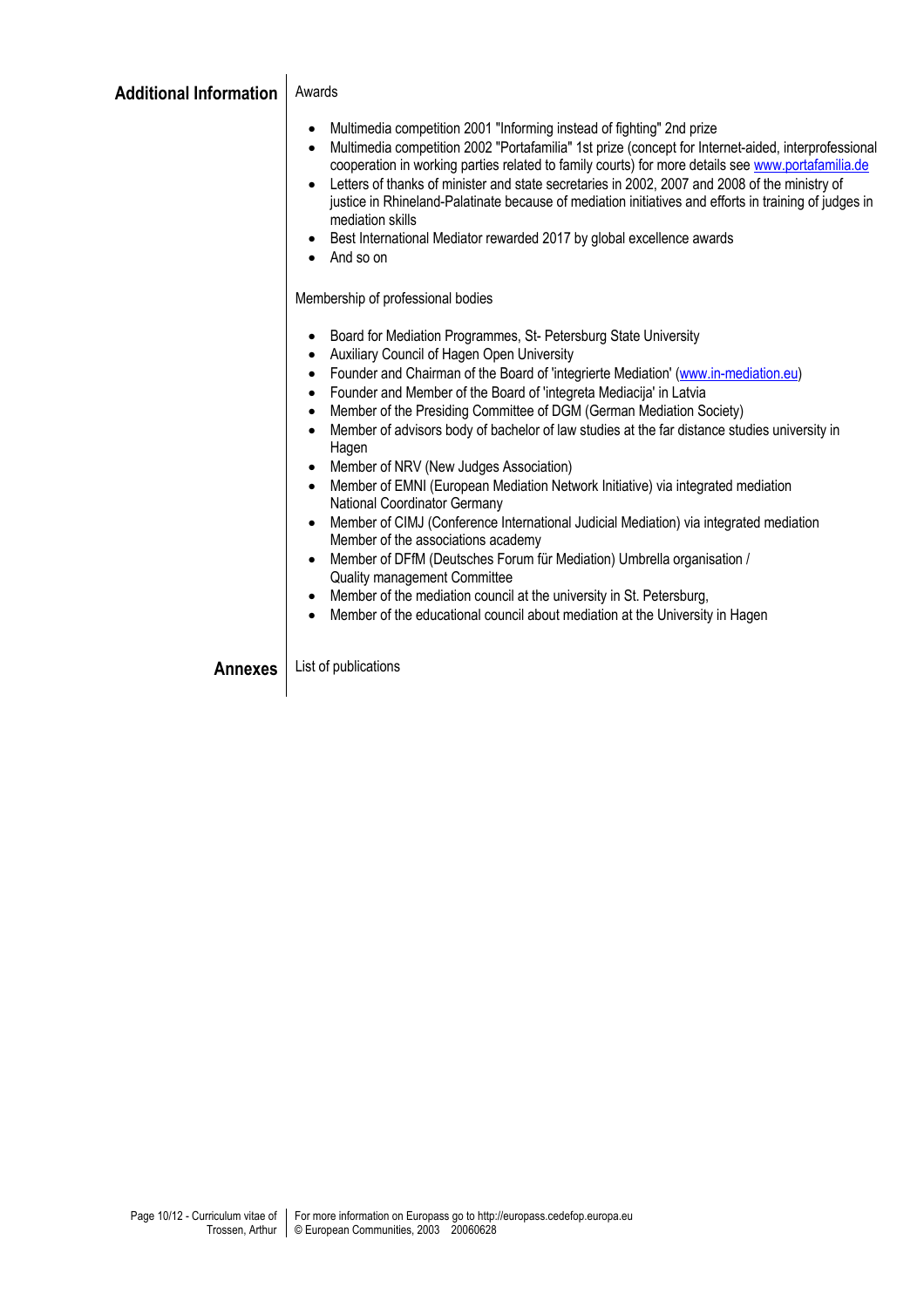## Additional Information

Awards

- Multimedia competition 2001 "Informing instead of fighting" 2nd prize
- Multimedia competition 2002 "Portafamilia" 1st prize (concept for Internet-aided, interprofessional cooperation in working parties related to family courts) for more details see www.portafamilia.de
- Letters of thanks of minister and state secretaries in 2002, 2007 and 2008 of the ministry of justice in Rhineland-Palatinate because of mediation initiatives and efforts in training of judges in mediation skills
- Best International Mediator rewarded 2017 by global excellence awards
- And so on

Membership of professional bodies

- Board for Mediation Programmes, St- Petersburg State University
- Auxiliary Council of Hagen Open University
- Founder and Chairman of the Board of 'integrierte Mediation' (www.in-mediation.eu)
- Founder and Member of the Board of 'integreta Mediacija' in Latvia
- Member of the Presiding Committee of DGM (German Mediation Society)
- Member of advisors body of bachelor of law studies at the far distance studies university in Hagen
- Member of NRV (New Judges Association)
- Member of EMNI (European Mediation Network Initiative) via integrated mediation National Coordinator Germany
- Member of CIMJ (Conference International Judicial Mediation) via integrated mediation Member of the associations academy
- Member of DFfM (Deutsches Forum für Mediation) Umbrella organisation / Quality management Committee
- Member of the mediation council at the university in St. Petersburg,
- Member of the educational council about mediation at the University in Hagen

## Annexes

List of publications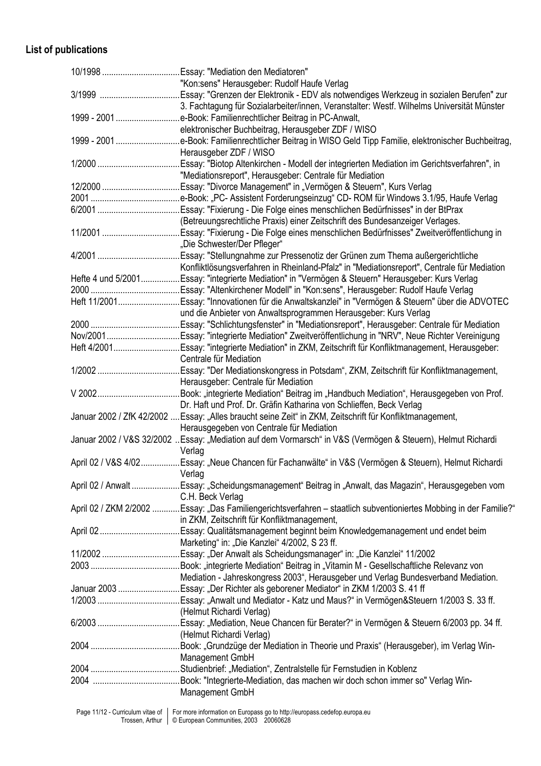### List of publications

| | |
|---|---|
| 10/1998 | Essay: "Mediation den Mediatoren" "Kon:sens" Herausgeber: Rudolf Haufe Verlag |
| 3/1999 | Essay: "Grenzen der Elektronik - EDV als notwendiges Werkzeug in sozialen Berufen" zur 3. Fachtagung für Sozialarbeiter/innen, Veranstalter: Westf. Wilhelms Universität Münster |
| 1999 - 2001 | e-Book: Familienrechtlicher Beitrag in PC-Anwalt, elektronischer Buchbeitrag, Herausgeber ZDF / WISO |
| 1999 - 2001 | e-Book: Familienrechtlicher Beitrag in WISO Geld Tipp Familie, elektronischer Buchbeitrag, Herausgeber ZDF / WISO |
| 1/2000 | Essay: "Biotop Altenkirchen - Modell der integrierten Mediation im Gerichtsverfahren", in "Mediationsreport", Herausgeber: Centrale für Mediation |
| 12/2000 | Essay: "Divorce Management" in „Vermögen & Steuern", Kurs Verlag |
| 2001 | e-Book: „PC- Assistent Forderungseinzug" CD- ROM für Windows 3.1/95, Haufe Verlag |
| 6/2001 | Essay: "Fixierung - Die Folge eines menschlichen Bedürfnisses" in der BtPrax (Betreuungsrechtliche Praxis) einer Zeitschrift des Bundesanzeiger Verlages. |
| 11/2001 | Essay: "Fixierung - Die Folge eines menschlichen Bedürfnisses" Zweitveröffentlichung in „Die Schwester/Der Pfleger" |
| 4/2001 | Essay: "Stellungnahme zur Pressenotiz der Grünen zum Thema außergerichtliche Konfliktlösungsverfahren in Rheinland-Pfalz" in "Mediationsreport", Centrale für Mediation |
| Hefte 4 und 5/2001 | Essay: "integrierte Mediation" in "Vermögen & Steuern" Herausgeber: Kurs Verlag |
| 2000 | Essay: "Altenkirchener Modell" in "Kon:sens", Herausgeber: Rudolf Haufe Verlag |
| Heft 11/2001 | Essay: "Innovationen für die Anwaltskanzlei" in "Vermögen & Steuern" über die ADVOTEC und die Anbieter von Anwaltsprogrammen Herausgeber: Kurs Verlag |
| 2000 | Essay: "Schlichtungsfenster" in "Mediationsreport", Herausgeber: Centrale für Mediation |
| Nov/2001 | Essay: "integrierte Mediation" Zweitveröffentlichung in "NRV", Neue Richter Vereinigung |
| Heft 4/2001 | Essay: "integrierte Mediation" in ZKM, Zeitschrift für Konfliktmanagement, Herausgeber: Centrale für Mediation |
| 1/2002 | Essay: "Der Mediationskongress in Potsdam", ZKM, Zeitschrift für Konfliktmanagement, Herausgeber: Centrale für Mediation |
| V 2002 | Book: „integrierte Mediation" Beitrag im „Handbuch Mediation", Herausgegeben von Prof. Dr. Haft und Prof. Dr. Gräfin Katharina von Schlieffen, Beck Verlag |
| Januar 2002 / ZfK 42/2002 | Essay: „Alles braucht seine Zeit" in ZKM, Zeitschrift für Konfliktmanagement, Herausgegeben von Centrale für Mediation |
| Januar 2002 / V&S 32/2002 | Essay: „Mediation auf dem Vormarsch" in V&S (Vermögen & Steuern), Helmut Richardi Verlag |
| April 02 / V&S 4/02 | Essay: „Neue Chancen für Fachanwälte" in V&S (Vermögen & Steuern), Helmut Richardi Verlag |
| April 02 / Anwalt | Essay: „Scheidungsmanagement" Beitrag in „Anwalt, das Magazin", Herausgegeben vom C.H. Beck Verlag |
| April 02 / ZKM 2/2002 | Essay: „Das Familiengerichtsverfahren – staatlich subventioniertes Mobbing in der Familie?" in ZKM, Zeitschrift für Konfliktmanagement, |
| April 02 | Essay: Qualitätsmanagement beginnt beim Knowledgemanagement und endet beim Marketing" in: „Die Kanzlei" 4/2002, S 23 ff. |
| 11/2002 | Essay: „Der Anwalt als Scheidungsmanager" in: „Die Kanzlei" 11/2002 |
| 2003 | Book: „integrierte Mediation" Beitrag in „Vitamin M - Gesellschaftliche Relevanz von Mediation - Jahreskongress 2003", Herausgeber und Verlag Bundesverband Mediation. |
| Januar 2003 | Essay: „Der Richter als geborener Mediator" in ZKM 1/2003 S. 41 ff |
| 1/2003 | Essay: „Anwalt und Mediator - Katz und Maus?" in Vermögen&Steuern 1/2003 S. 33 ff. (Helmut Richardi Verlag) |
| 6/2003 | Essay: „Mediation, Neue Chancen für Berater?" in Vermögen & Steuern 6/2003 pp. 34 ff. (Helmut Richardi Verlag) |
| 2004 | Book: „Grundzüge der Mediation in Theorie und Praxis" (Herausgeber), im Verlag Win-Management GmbH |
| 2004 | Studienbrief: „Mediation", Zentralstelle für Fernstudien in Koblenz |
| 2004 | Book: "Integrierte-Mediation, das machen wir doch schon immer so" Verlag Win-Management GmbH |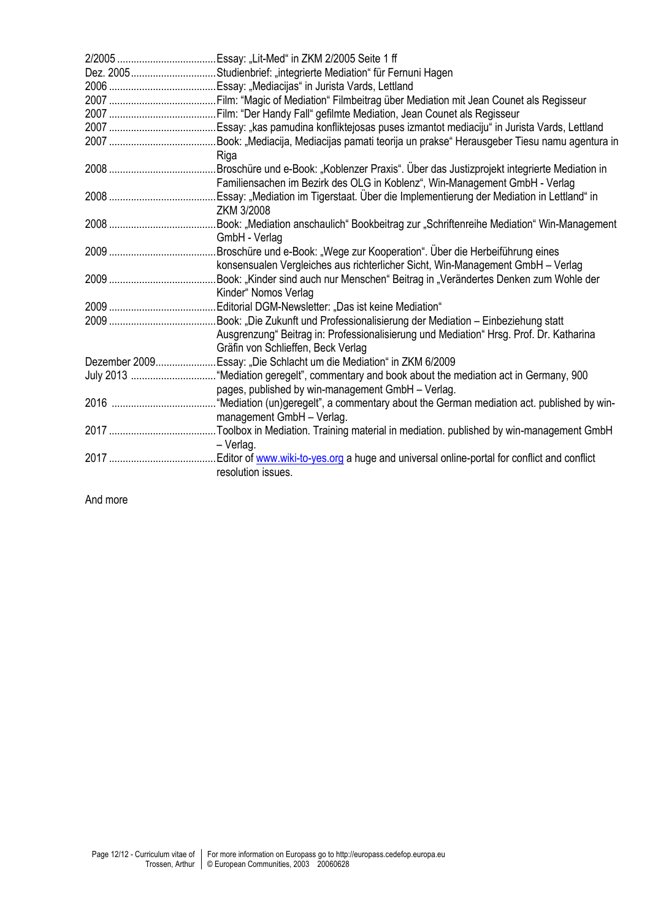| | |
|---|---|
| 2/2005 | Essay: „Lit-Med“ in ZKM 2/2005 Seite 1 ff |
| Dez. 2005 | Studienbrief: „integrierte Mediation“ für Fernuni Hagen |
| 2006 | Essay: „Mediacijas“ in Jurista Vards, Lettland |
| 2007 | Film: “Magic of Mediation“ Filmbeitrag über Mediation mit Jean Counet als Regisseur |
| 2007 | Film: “Der Handy Fall“ gefilmte Mediation, Jean Counet als Regisseur |
| 2007 | Essay: „kas pamudina konfliktejosas puses izmantot mediaciju“ in Jurista Vards, Lettland |
| 2007 | Book: „Mediacija, Mediacijas pamati teorija un prakse“ Herausgeber Tiesu namu agentura in Riga |
| 2008 | Broschüre und e-Book: „Koblenzer Praxis“. Über das Justizprojekt integrierte Mediation in Familiensachen im Bezirk des OLG in Koblenz“, Win-Management GmbH - Verlag |
| 2008 | Essay: „Mediation im Tigerstaat. Über die Implementierung der Mediation in Lettland“ in ZKM 3/2008 |
| 2008 | Book: „Mediation anschaulich“ Bookbeitrag zur „Schriftenreihe Mediation“ Win-Management GmbH - Verlag |
| 2009 | Broschüre und e-Book: „Wege zur Kooperation“. Über die Herbeiführung eines konsensualen Vergleiches aus richterlicher Sicht, Win-Management GmbH – Verlag |
| 2009 | Book: „Kinder sind auch nur Menschen“ Beitrag in „Verändertes Denken zum Wohle der Kinder“ Nomos Verlag |
| 2009 | Editorial DGM-Newsletter: „Das ist keine Mediation“ |
| 2009 | Book: „Die Zukunft und Professionalisierung der Mediation – Einbeziehung statt Ausgrenzung“ Beitrag in: Professionalisierung und Mediation“ Hrsg. Prof. Dr. Katharina Gräfin von Schlieffen, Beck Verlag |
| Dezember 2009 | Essay: „Die Schlacht um die Mediation“ in ZKM 6/2009 |
| July 2013 | “Mediation geregelt”, commentary and book about the mediation act in Germany, 900 pages, published by win-management GmbH – Verlag. |
| 2016 | “Mediation (un)geregelt”, a commentary about the German mediation act. published by win-management GmbH – Verlag. |
| 2017 | Toolbox in Mediation. Training material in mediation. published by win-management GmbH – Verlag. |
| 2017 | Editor of www.wiki-to-yes.org a huge and universal online-portal for conflict and conflict resolution issues. |

And more